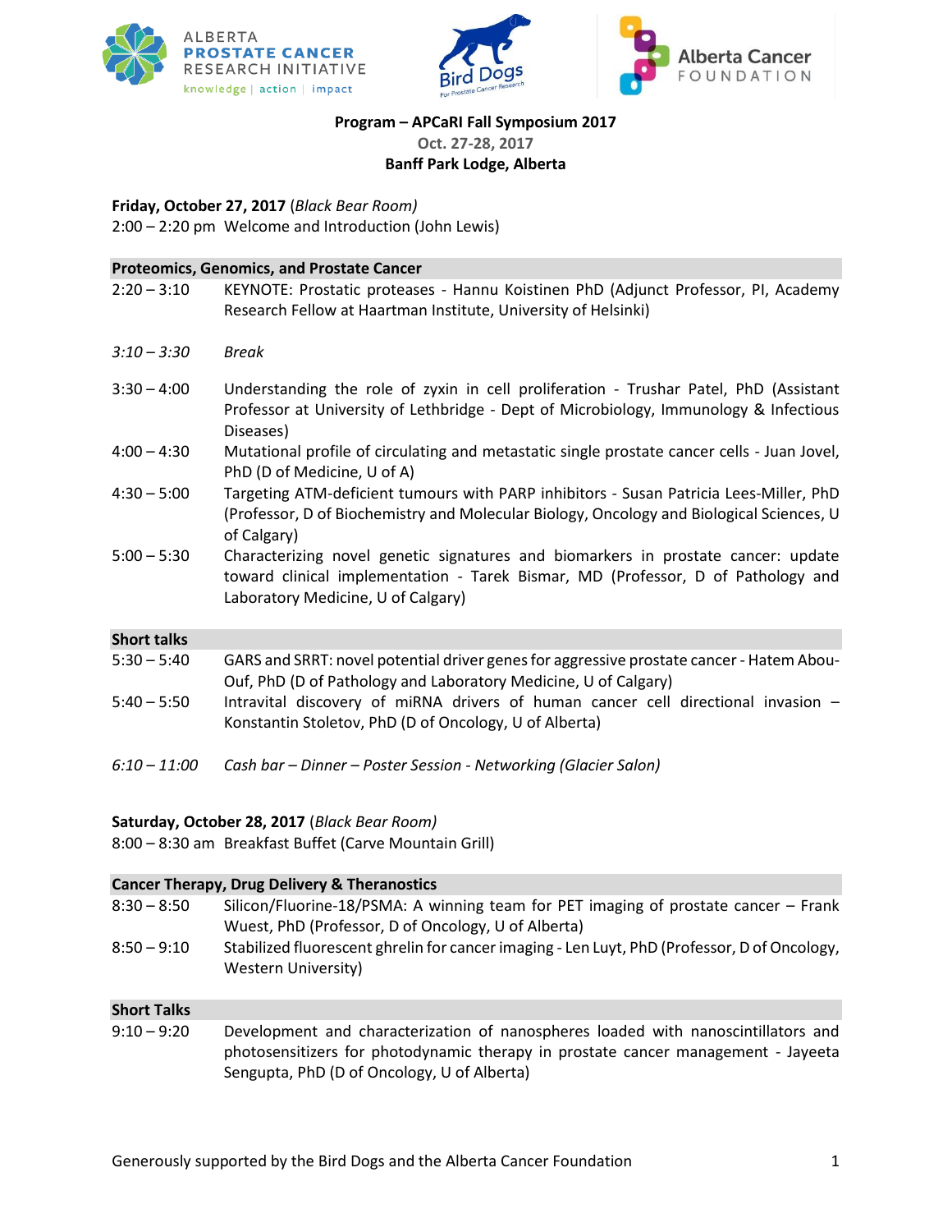**Program – APCaRI Fall Symposium 2017**
Oct. 27-28, 2017
**Banff Park Lodge, Alberta**

**Friday, October 27, 2017** (*Black Bear Room*)
2:00 – 2:20 pm Welcome and Introduction (John Lewis)

**Proteomics, Genomics, and Prostate Cancer**

| | |
|---|---|
| 2:20 – 3:10 | KEYNOTE: Prostatic proteases - Hannu Koistinen PhD (Adjunct Professor, PI, Academy Research Fellow at Haartman Institute, University of Helsinki) |
| *3:10 – 3:30* | *Break* |
| 3:30 – 4:00 | Understanding the role of zyxin in cell proliferation - Trushar Patel, PhD (Assistant Professor at University of Lethbridge - Dept of Microbiology, Immunology & Infectious Diseases) |
| 4:00 – 4:30 | Mutational profile of circulating and metastatic single prostate cancer cells - Juan Jovel, PhD (D of Medicine, U of A) |
| 4:30 – 5:00 | Targeting ATM-deficient tumours with PARP inhibitors - Susan Patricia Lees-Miller, PhD (Professor, D of Biochemistry and Molecular Biology, Oncology and Biological Sciences, U of Calgary) |
| 5:00 – 5:30 | Characterizing novel genetic signatures and biomarkers in prostate cancer: update toward clinical implementation - Tarek Bismar, MD (Professor, D of Pathology and Laboratory Medicine, U of Calgary) |

**Short talks**

| | |
|---|---|
| 5:30 – 5:40 | GARS and SRRT: novel potential driver genes for aggressive prostate cancer - Hatem Abou-Ouf, PhD (D of Pathology and Laboratory Medicine, U of Calgary) |
| 5:40 – 5:50 | Intravital discovery of miRNA drivers of human cancer cell directional invasion – Konstantin Stoletov, PhD (D of Oncology, U of Alberta) |
| *6:10 – 11:00* | *Cash bar – Dinner – Poster Session - Networking (Glacier Salon)* |

**Saturday, October 28, 2017** (*Black Bear Room*)
8:00 – 8:30 am Breakfast Buffet (Carve Mountain Grill)

**Cancer Therapy, Drug Delivery & Theranostics**

| | |
|---|---|
| 8:30 – 8:50 | Silicon/Fluorine-18/PSMA: A winning team for PET imaging of prostate cancer – Frank Wuest, PhD (Professor, D of Oncology, U of Alberta) |
| 8:50 – 9:10 | Stabilized fluorescent ghrelin for cancer imaging - Len Luyt, PhD (Professor, D of Oncology, Western University) |

**Short Talks**

| | |
|---|---|
| 9:10 – 9:20 | Development and characterization of nanospheres loaded with nanoscintillators and photosensitizers for photodynamic therapy in prostate cancer management - Jayeeta Sengupta, PhD (D of Oncology, U of Alberta) |

Generously supported by the Bird Dogs and the Alberta Cancer Foundation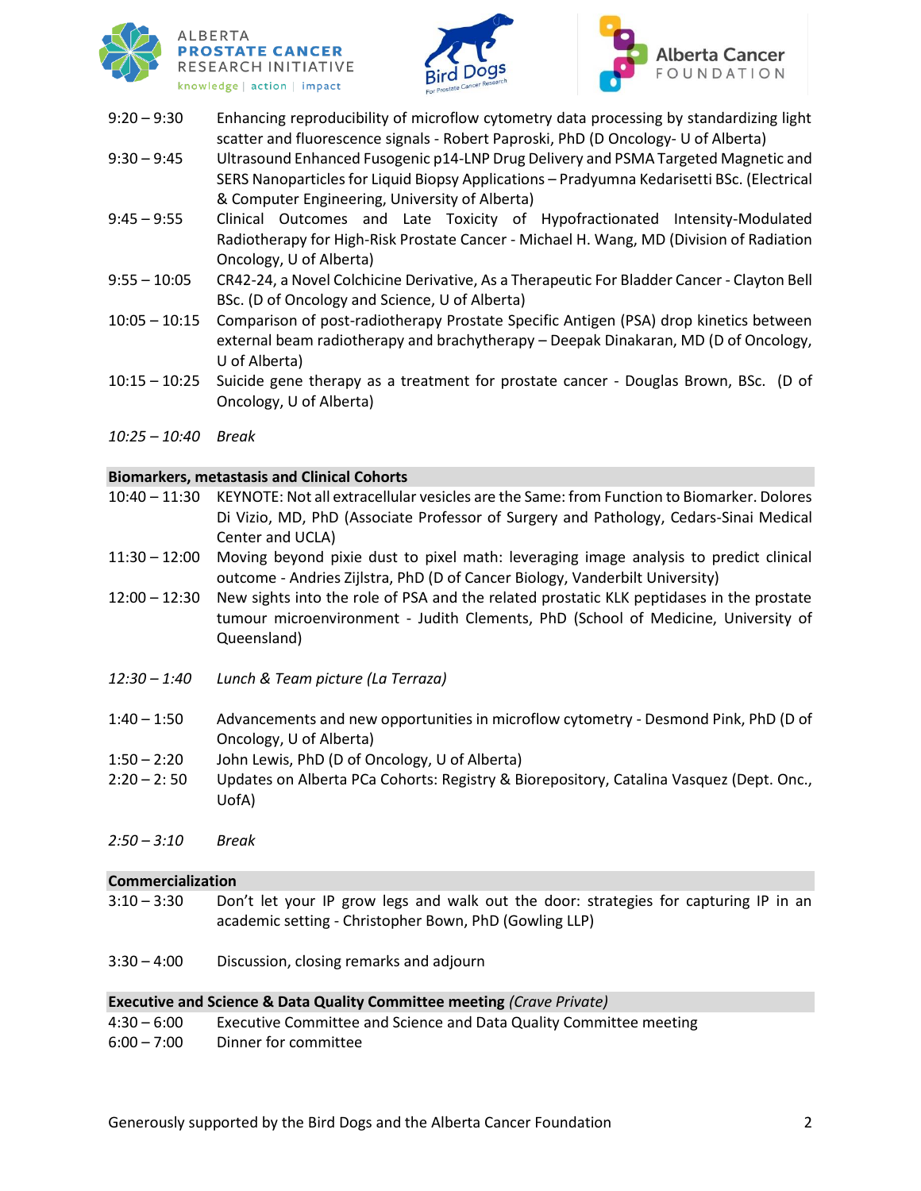| | |
|---|---|
| 9:20 – 9:30 | Enhancing reproducibility of microflow cytometry data processing by standardizing light scatter and fluorescence signals - Robert Paproski, PhD (D Oncology- U of Alberta) |
| 9:30 – 9:45 | Ultrasound Enhanced Fusogenic p14-LNP Drug Delivery and PSMA Targeted Magnetic and SERS Nanoparticles for Liquid Biopsy Applications – Pradyumna Kedarisetti BSc. (Electrical & Computer Engineering, University of Alberta) |
| 9:45 – 9:55 | Clinical Outcomes and Late Toxicity of Hypofractionated Intensity-Modulated Radiotherapy for High-Risk Prostate Cancer - Michael H. Wang, MD (Division of Radiation Oncology, U of Alberta) |
| 9:55 – 10:05 | CR42-24, a Novel Colchicine Derivative, As a Therapeutic For Bladder Cancer - Clayton Bell BSc. (D of Oncology and Science, U of Alberta) |
| 10:05 – 10:15 | Comparison of post-radiotherapy Prostate Specific Antigen (PSA) drop kinetics between external beam radiotherapy and brachytherapy – Deepak Dinakaran, MD (D of Oncology, U of Alberta) |
| 10:15 – 10:25 | Suicide gene therapy as a treatment for prostate cancer - Douglas Brown, BSc. (D of Oncology, U of Alberta) |
| *10:25 – 10:40* | *Break* |

**Biomarkers, metastasis and Clinical Cohorts**

| | |
|---|---|
| 10:40 – 11:30 | KEYNOTE: Not all extracellular vesicles are the Same: from Function to Biomarker. Dolores Di Vizio, MD, PhD (Associate Professor of Surgery and Pathology, Cedars-Sinai Medical Center and UCLA) |
| 11:30 – 12:00 | Moving beyond pixie dust to pixel math: leveraging image analysis to predict clinical outcome - Andries Zijlstra, PhD (D of Cancer Biology, Vanderbilt University) |
| 12:00 – 12:30 | New sights into the role of PSA and the related prostatic KLK peptidases in the prostate tumour microenvironment - Judith Clements, PhD (School of Medicine, University of Queensland) |
| *12:30 – 1:40* | *Lunch & Team picture (La Terraza)* |
| 1:40 – 1:50 | Advancements and new opportunities in microflow cytometry - Desmond Pink, PhD (D of Oncology, U of Alberta) |
| 1:50 – 2:20 | John Lewis, PhD (D of Oncology, U of Alberta) |
| 2:20 – 2: 50 | Updates on Alberta PCa Cohorts: Registry & Biorepository, Catalina Vasquez (Dept. Onc., UofA) |
| *2:50 – 3:10* | *Break* |

**Commercialization**

| | |
|---|---|
| 3:10 – 3:30 | Don't let your IP grow legs and walk out the door: strategies for capturing IP in an academic setting - Christopher Bown, PhD (Gowling LLP) |
| 3:30 – 4:00 | Discussion, closing remarks and adjourn |

**Executive and Science & Data Quality Committee meeting** *(Crave Private)*

| | |
|---|---|
| 4:30 – 6:00 | Executive Committee and Science and Data Quality Committee meeting |
| 6:00 – 7:00 | Dinner for committee |

Generously supported by the Bird Dogs and the Alberta Cancer Foundation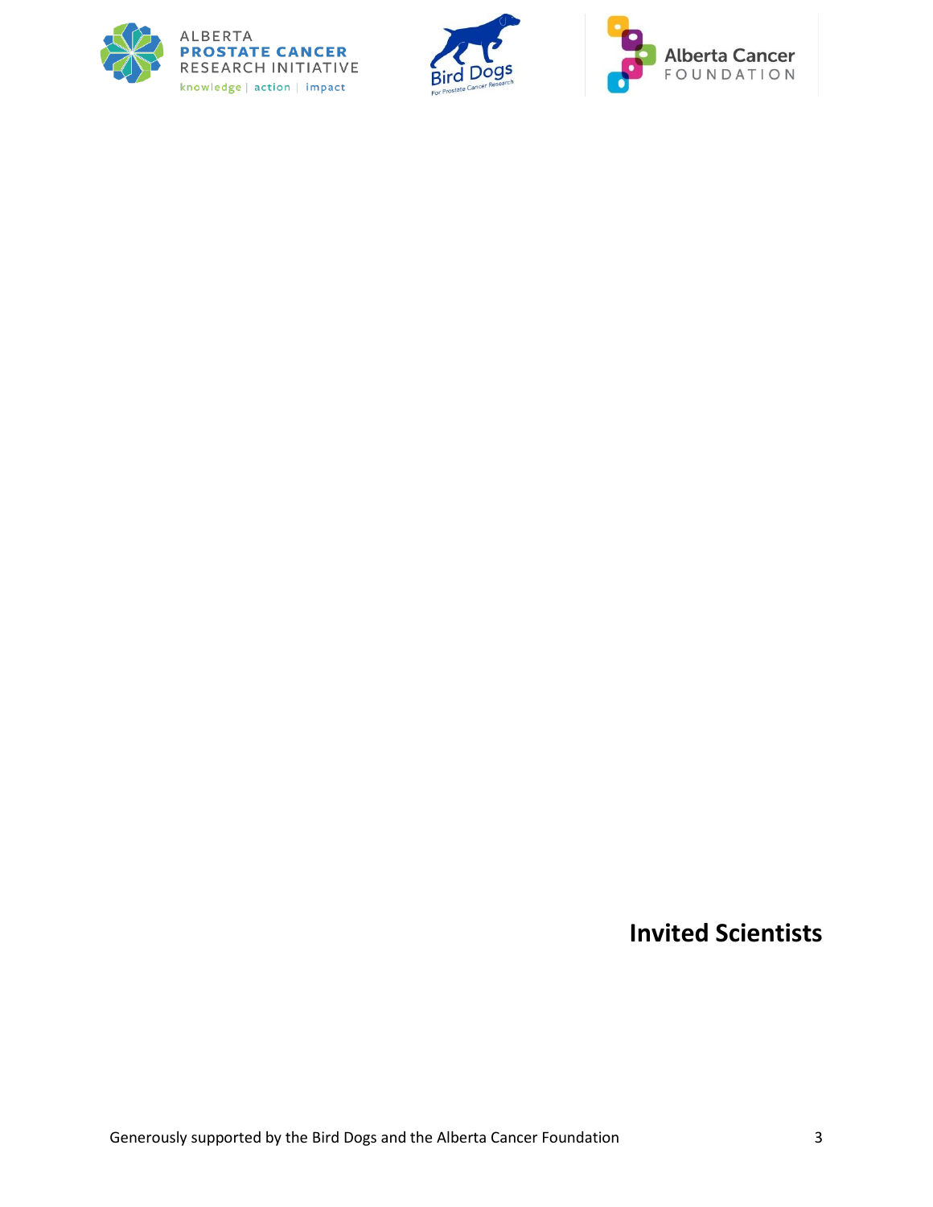# Invited Scientists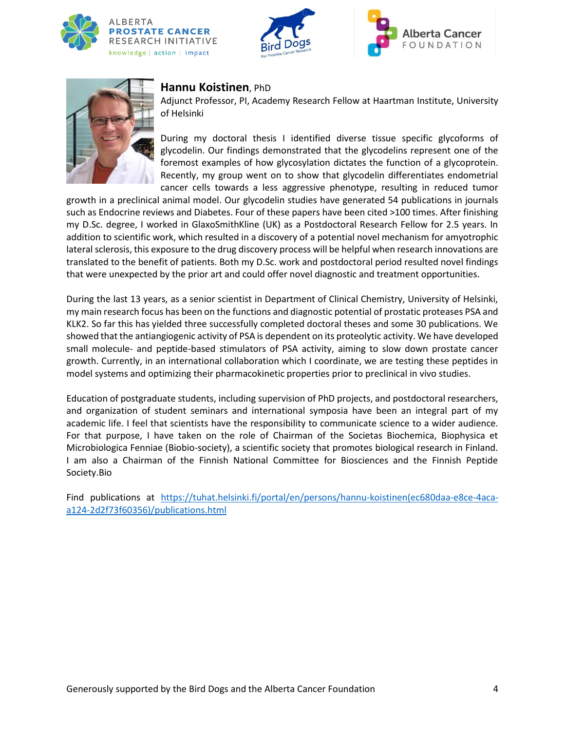**Hannu Koistinen**, PhD

Adjunct Professor, PI, Academy Research Fellow at Haartman Institute, University of Helsinki

During my doctoral thesis I identified diverse tissue specific glycoforms of glycodelin. Our findings demonstrated that the glycodelins represent one of the foremost examples of how glycosylation dictates the function of a glycoprotein. Recently, my group went on to show that glycodelin differentiates endometrial cancer cells towards a less aggressive phenotype, resulting in reduced tumor growth in a preclinical animal model. Our glycodelin studies have generated 54 publications in journals such as Endocrine reviews and Diabetes. Four of these papers have been cited >100 times. After finishing my D.Sc. degree, I worked in GlaxoSmithKline (UK) as a Postdoctoral Research Fellow for 2.5 years. In addition to scientific work, which resulted in a discovery of a potential novel mechanism for amyotrophic lateral sclerosis, this exposure to the drug discovery process will be helpful when research innovations are translated to the benefit of patients. Both my D.Sc. work and postdoctoral period resulted novel findings that were unexpected by the prior art and could offer novel diagnostic and treatment opportunities.

During the last 13 years, as a senior scientist in Department of Clinical Chemistry, University of Helsinki, my main research focus has been on the functions and diagnostic potential of prostatic proteases PSA and KLK2. So far this has yielded three successfully completed doctoral theses and some 30 publications. We showed that the antiangiogenic activity of PSA is dependent on its proteolytic activity. We have developed small molecule- and peptide-based stimulators of PSA activity, aiming to slow down prostate cancer growth. Currently, in an international collaboration which I coordinate, we are testing these peptides in model systems and optimizing their pharmacokinetic properties prior to preclinical in vivo studies.

Education of postgraduate students, including supervision of PhD projects, and postdoctoral researchers, and organization of student seminars and international symposia have been an integral part of my academic life. I feel that scientists have the responsibility to communicate science to a wider audience. For that purpose, I have taken on the role of Chairman of the Societas Biochemica, Biophysica et Microbiologica Fenniae (Biobio-society), a scientific society that promotes biological research in Finland. I am also a Chairman of the Finnish National Committee for Biosciences and the Finnish Peptide Society.Bio

Find publications at [https://tuhat.helsinki.fi/portal/en/persons/hannu-koistinen(ec680daa-e8ce-4aca-a124-2d2f73f60356)/publications.html](https://tuhat.helsinki.fi/portal/en/persons/hannu-koistinen(ec680daa-e8ce-4aca-a124-2d2f73f60356)/publications.html)

Generously supported by the Bird Dogs and the Alberta Cancer Foundation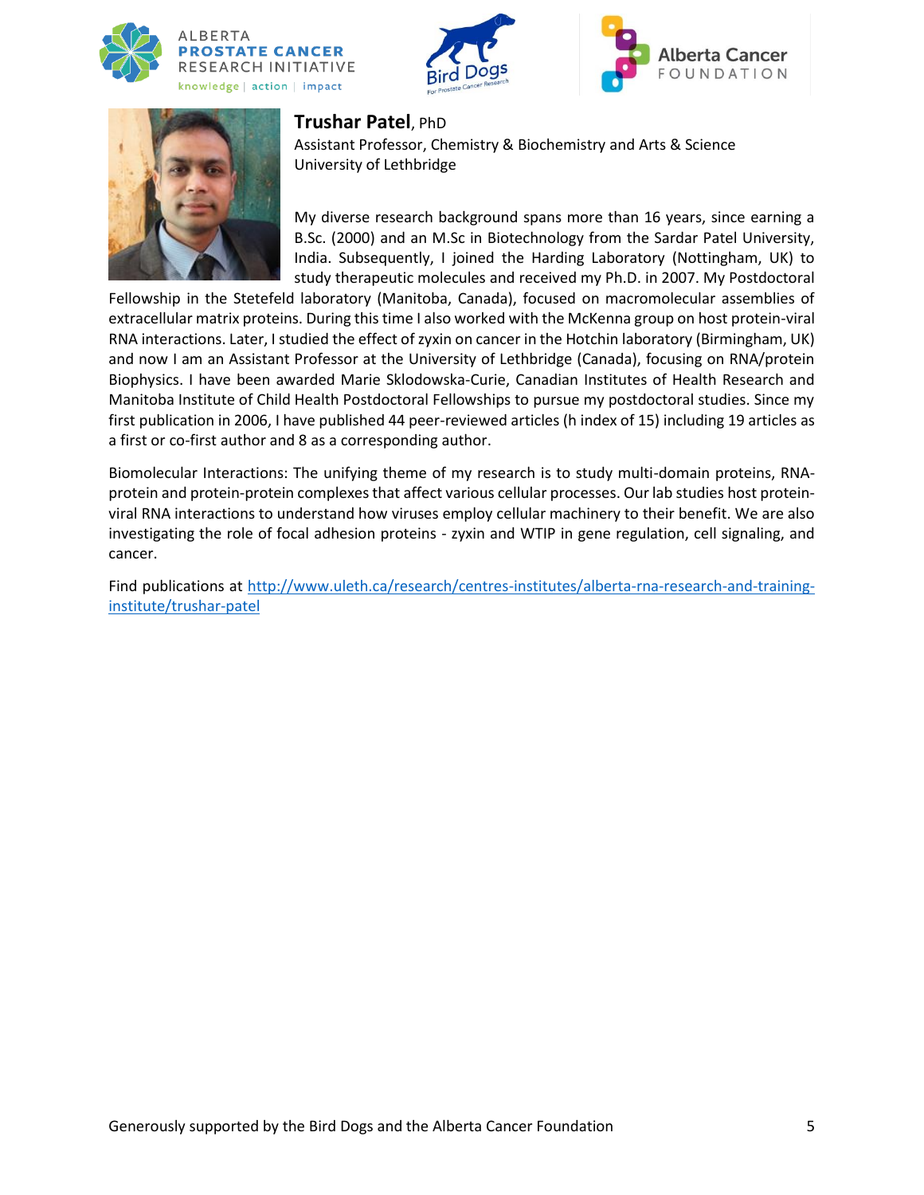**Trushar Patel**, PhD
Assistant Professor, Chemistry & Biochemistry and Arts & Science
University of Lethbridge

My diverse research background spans more than 16 years, since earning a B.Sc. (2000) and an M.Sc in Biotechnology from the Sardar Patel University, India. Subsequently, I joined the Harding Laboratory (Nottingham, UK) to study therapeutic molecules and received my Ph.D. in 2007. My Postdoctoral Fellowship in the Stetefeld laboratory (Manitoba, Canada), focused on macromolecular assemblies of extracellular matrix proteins. During this time I also worked with the McKenna group on host protein-viral RNA interactions. Later, I studied the effect of zyxin on cancer in the Hotchin laboratory (Birmingham, UK) and now I am an Assistant Professor at the University of Lethbridge (Canada), focusing on RNA/protein Biophysics. I have been awarded Marie Sklodowska-Curie, Canadian Institutes of Health Research and Manitoba Institute of Child Health Postdoctoral Fellowships to pursue my postdoctoral studies. Since my first publication in 2006, I have published 44 peer-reviewed articles (h index of 15) including 19 articles as a first or co-first author and 8 as a corresponding author.

Biomolecular Interactions: The unifying theme of my research is to study multi-domain proteins, RNA-protein and protein-protein complexes that affect various cellular processes. Our lab studies host protein-viral RNA interactions to understand how viruses employ cellular machinery to their benefit. We are also investigating the role of focal adhesion proteins - zyxin and WTIP in gene regulation, cell signaling, and cancer.

Find publications at http://www.uleth.ca/research/centres-institutes/alberta-rna-research-and-training-institute/trushar-patel

Generously supported by the Bird Dogs and the Alberta Cancer Foundation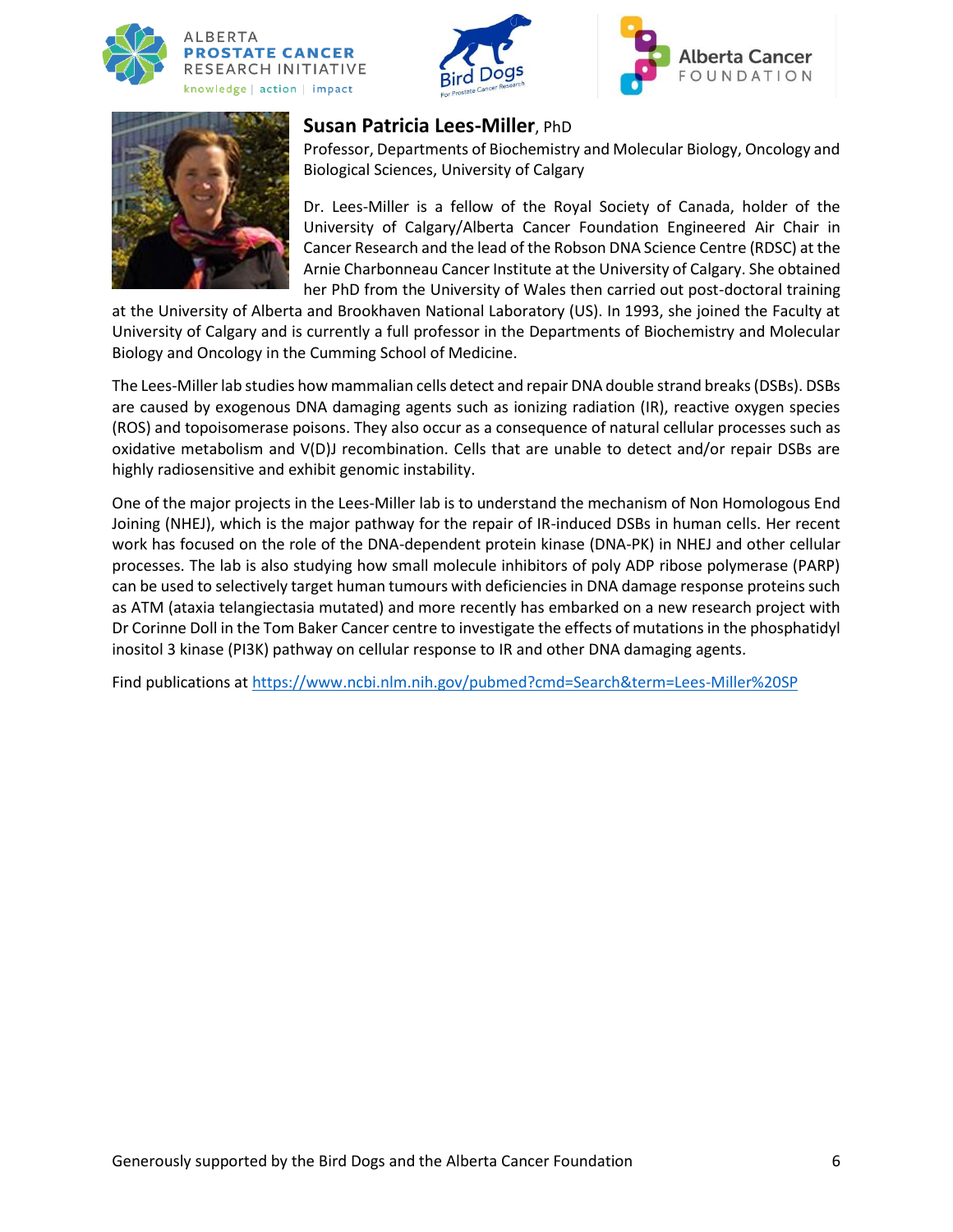## **Susan Patricia Lees-Miller**, PhD

Professor, Departments of Biochemistry and Molecular Biology, Oncology and Biological Sciences, University of Calgary

Dr. Lees-Miller is a fellow of the Royal Society of Canada, holder of the University of Calgary/Alberta Cancer Foundation Engineered Air Chair in Cancer Research and the lead of the Robson DNA Science Centre (RDSC) at the Arnie Charbonneau Cancer Institute at the University of Calgary. She obtained her PhD from the University of Wales then carried out post-doctoral training at the University of Alberta and Brookhaven National Laboratory (US). In 1993, she joined the Faculty at University of Calgary and is currently a full professor in the Departments of Biochemistry and Molecular Biology and Oncology in the Cumming School of Medicine.

The Lees-Miller lab studies how mammalian cells detect and repair DNA double strand breaks (DSBs). DSBs are caused by exogenous DNA damaging agents such as ionizing radiation (IR), reactive oxygen species (ROS) and topoisomerase poisons. They also occur as a consequence of natural cellular processes such as oxidative metabolism and V(D)J recombination. Cells that are unable to detect and/or repair DSBs are highly radiosensitive and exhibit genomic instability.

One of the major projects in the Lees-Miller lab is to understand the mechanism of Non Homologous End Joining (NHEJ), which is the major pathway for the repair of IR-induced DSBs in human cells. Her recent work has focused on the role of the DNA-dependent protein kinase (DNA-PK) in NHEJ and other cellular processes. The lab is also studying how small molecule inhibitors of poly ADP ribose polymerase (PARP) can be used to selectively target human tumours with deficiencies in DNA damage response proteins such as ATM (ataxia telangiectasia mutated) and more recently has embarked on a new research project with Dr Corinne Doll in the Tom Baker Cancer centre to investigate the effects of mutations in the phosphatidyl inositol 3 kinase (PI3K) pathway on cellular response to IR and other DNA damaging agents.

Find publications at https://www.ncbi.nlm.nih.gov/pubmed?cmd=Search&term=Lees-Miller%20SP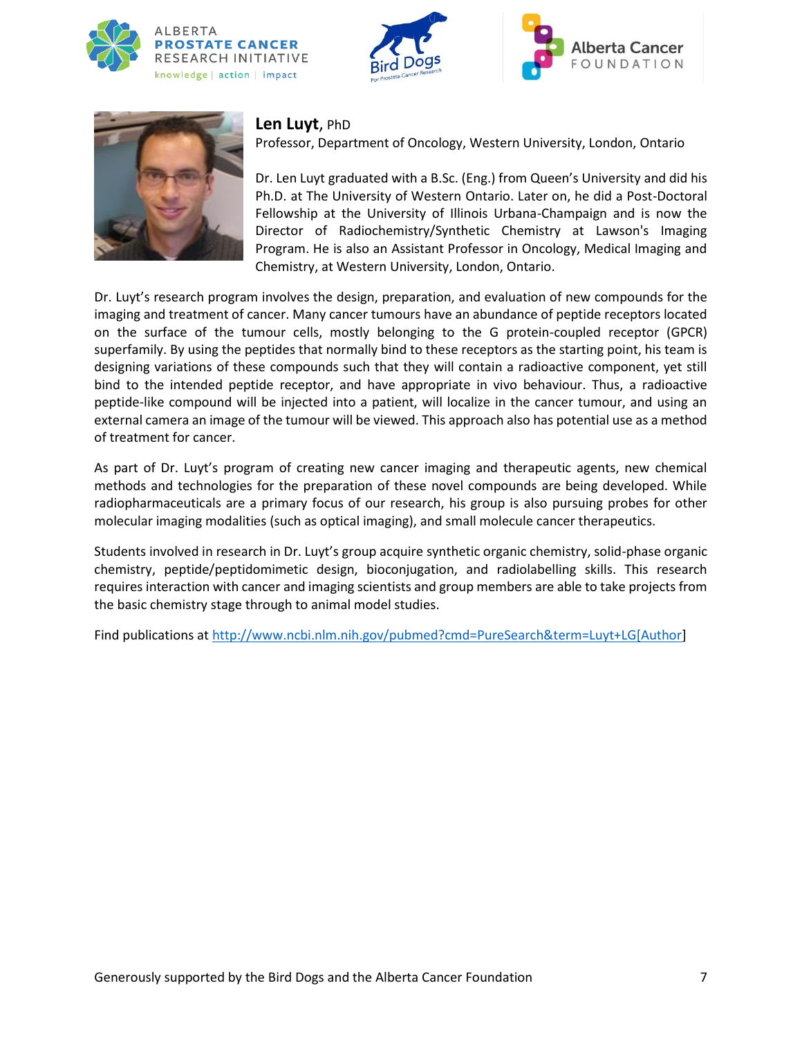**Len Luyt**, PhD
Professor, Department of Oncology, Western University, London, Ontario

Dr. Len Luyt graduated with a B.Sc. (Eng.) from Queen's University and did his Ph.D. at The University of Western Ontario. Later on, he did a Post-Doctoral Fellowship at the University of Illinois Urbana-Champaign and is now the Director of Radiochemistry/Synthetic Chemistry at Lawson's Imaging Program. He is also an Assistant Professor in Oncology, Medical Imaging and Chemistry, at Western University, London, Ontario.

Dr. Luyt's research program involves the design, preparation, and evaluation of new compounds for the imaging and treatment of cancer. Many cancer tumours have an abundance of peptide receptors located on the surface of the tumour cells, mostly belonging to the G protein-coupled receptor (GPCR) superfamily. By using the peptides that normally bind to these receptors as the starting point, his team is designing variations of these compounds such that they will contain a radioactive component, yet still bind to the intended peptide receptor, and have appropriate in vivo behaviour. Thus, a radioactive peptide-like compound will be injected into a patient, will localize in the cancer tumour, and using an external camera an image of the tumour will be viewed. This approach also has potential use as a method of treatment for cancer.

As part of Dr. Luyt's program of creating new cancer imaging and therapeutic agents, new chemical methods and technologies for the preparation of these novel compounds are being developed. While radiopharmaceuticals are a primary focus of our research, his group is also pursuing probes for other molecular imaging modalities (such as optical imaging), and small molecule cancer therapeutics.

Students involved in research in Dr. Luyt's group acquire synthetic organic chemistry, solid-phase organic chemistry, peptide/peptidomimetic design, bioconjugation, and radiolabelling skills. This research requires interaction with cancer and imaging scientists and group members are able to take projects from the basic chemistry stage through to animal model studies.

Find publications at [http://www.ncbi.nlm.nih.gov/pubmed?cmd=PureSearch&term=Luyt+LG[Author]](http://www.ncbi.nlm.nih.gov/pubmed?cmd=PureSearch&term=Luyt+LG[Author])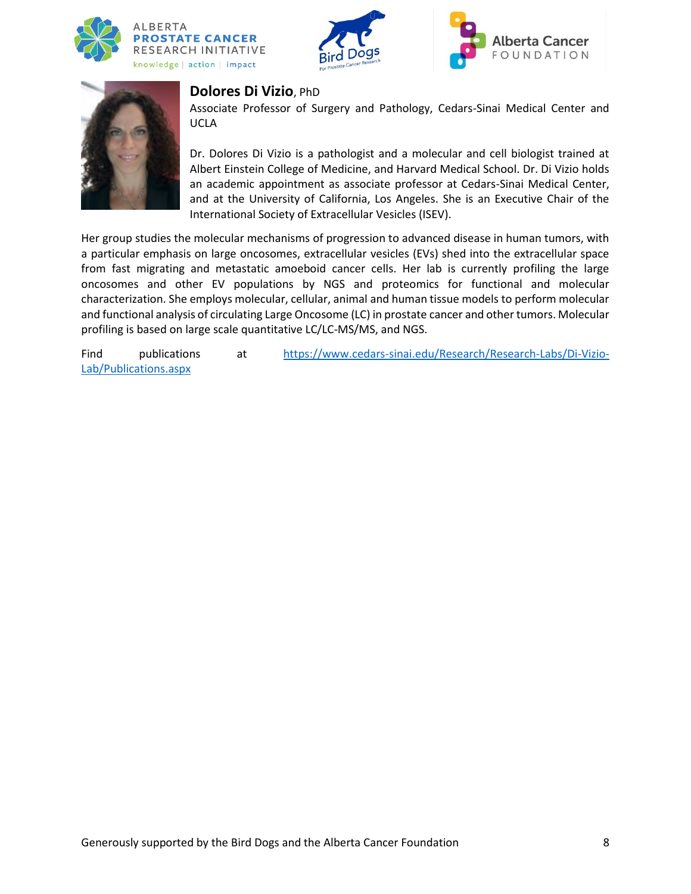**Dolores Di Vizio**, PhD

Associate Professor of Surgery and Pathology, Cedars-Sinai Medical Center and UCLA

Dr. Dolores Di Vizio is a pathologist and a molecular and cell biologist trained at Albert Einstein College of Medicine, and Harvard Medical School. Dr. Di Vizio holds an academic appointment as associate professor at Cedars-Sinai Medical Center, and at the University of California, Los Angeles. She is an Executive Chair of the International Society of Extracellular Vesicles (ISEV).

Her group studies the molecular mechanisms of progression to advanced disease in human tumors, with a particular emphasis on large oncosomes, extracellular vesicles (EVs) shed into the extracellular space from fast migrating and metastatic amoeboid cancer cells. Her lab is currently profiling the large oncosomes and other EV populations by NGS and proteomics for functional and molecular characterization. She employs molecular, cellular, animal and human tissue models to perform molecular and functional analysis of circulating Large Oncosome (LC) in prostate cancer and other tumors. Molecular profiling is based on large scale quantitative LC/LC-MS/MS, and NGS.

Find publications at https://www.cedars-sinai.edu/Research/Research-Labs/Di-Vizio-Lab/Publications.aspx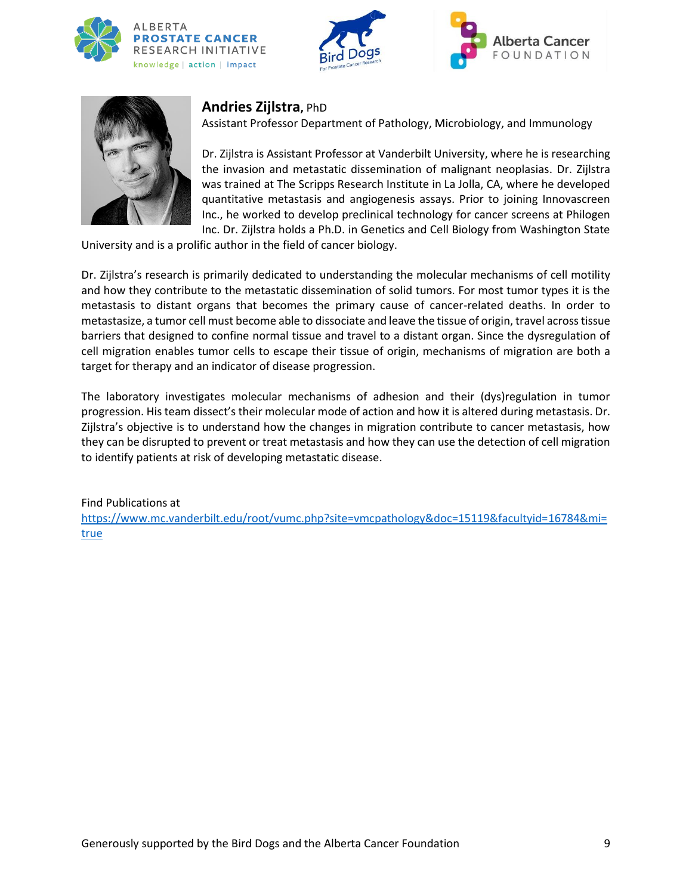**Andries Zijlstra, PhD**

Assistant Professor Department of Pathology, Microbiology, and Immunology

Dr. Zijlstra is Assistant Professor at Vanderbilt University, where he is researching the invasion and metastatic dissemination of malignant neoplasias. Dr. Zijlstra was trained at The Scripps Research Institute in La Jolla, CA, where he developed quantitative metastasis and angiogenesis assays. Prior to joining Innovascreen Inc., he worked to develop preclinical technology for cancer screens at Philogen Inc. Dr. Zijlstra holds a Ph.D. in Genetics and Cell Biology from Washington State University and is a prolific author in the field of cancer biology.

Dr. Zijlstra's research is primarily dedicated to understanding the molecular mechanisms of cell motility and how they contribute to the metastatic dissemination of solid tumors. For most tumor types it is the metastasis to distant organs that becomes the primary cause of cancer-related deaths. In order to metastasize, a tumor cell must become able to dissociate and leave the tissue of origin, travel across tissue barriers that designed to confine normal tissue and travel to a distant organ. Since the dysregulation of cell migration enables tumor cells to escape their tissue of origin, mechanisms of migration are both a target for therapy and an indicator of disease progression.

The laboratory investigates molecular mechanisms of adhesion and their (dys)regulation in tumor progression. His team dissect's their molecular mode of action and how it is altered during metastasis. Dr. Zijlstra's objective is to understand how the changes in migration contribute to cancer metastasis, how they can be disrupted to prevent or treat metastasis and how they can use the detection of cell migration to identify patients at risk of developing metastatic disease.

Find Publications at
https://www.mc.vanderbilt.edu/root/vumc.php?site=vmcpathology&doc=15119&facultyid=16784&mi=true

Generously supported by the Bird Dogs and the Alberta Cancer Foundation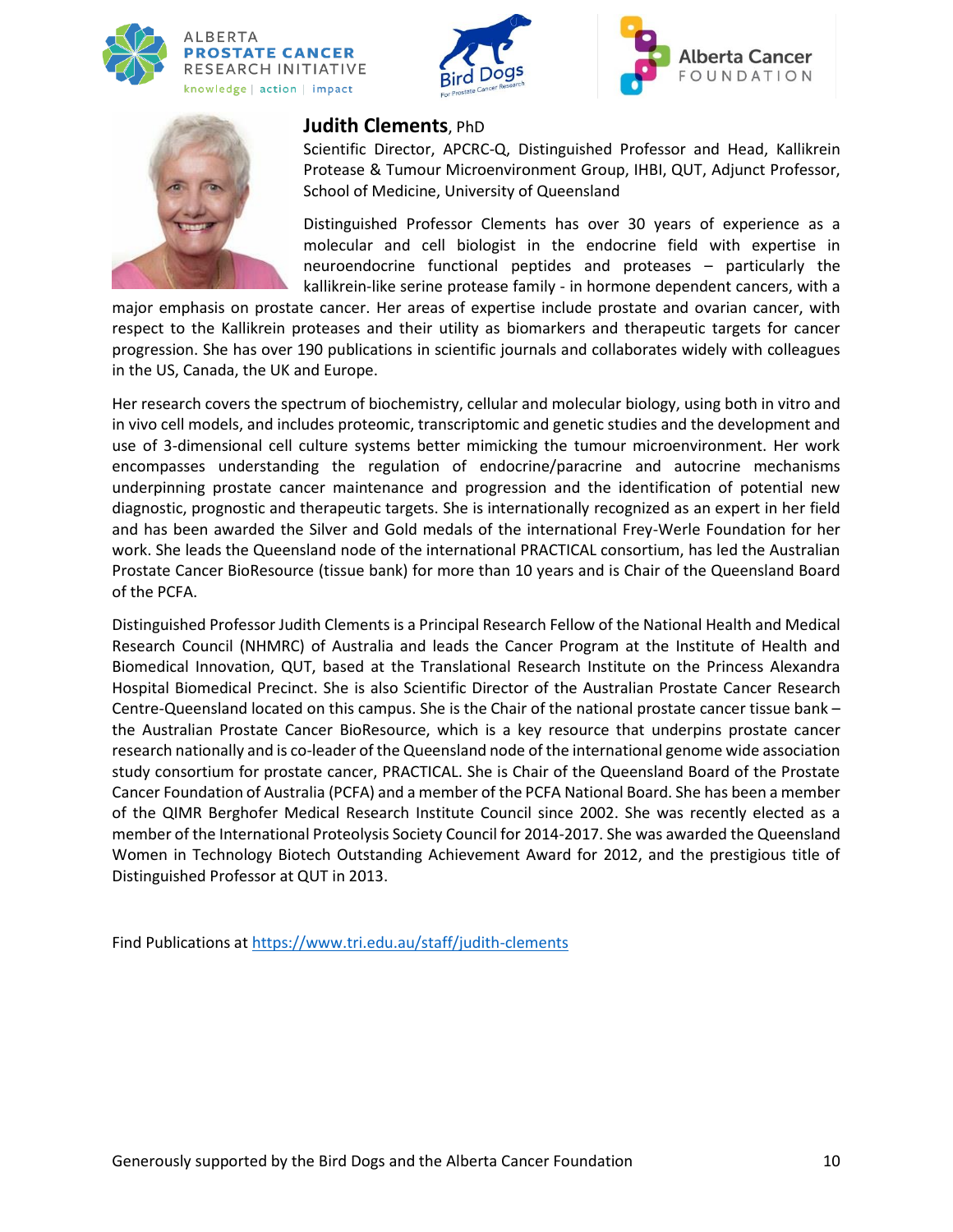**Judith Clements**, PhD

Scientific Director, APCRC-Q, Distinguished Professor and Head, Kallikrein Protease & Tumour Microenvironment Group, IHBI, QUT, Adjunct Professor, School of Medicine, University of Queensland

Distinguished Professor Clements has over 30 years of experience as a molecular and cell biologist in the endocrine field with expertise in neuroendocrine functional peptides and proteases – particularly the kallikrein-like serine protease family - in hormone dependent cancers, with a major emphasis on prostate cancer. Her areas of expertise include prostate and ovarian cancer, with respect to the Kallikrein proteases and their utility as biomarkers and therapeutic targets for cancer progression. She has over 190 publications in scientific journals and collaborates widely with colleagues in the US, Canada, the UK and Europe.

Her research covers the spectrum of biochemistry, cellular and molecular biology, using both in vitro and in vivo cell models, and includes proteomic, transcriptomic and genetic studies and the development and use of 3-dimensional cell culture systems better mimicking the tumour microenvironment. Her work encompasses understanding the regulation of endocrine/paracrine and autocrine mechanisms underpinning prostate cancer maintenance and progression and the identification of potential new diagnostic, prognostic and therapeutic targets. She is internationally recognized as an expert in her field and has been awarded the Silver and Gold medals of the international Frey-Werle Foundation for her work. She leads the Queensland node of the international PRACTICAL consortium, has led the Australian Prostate Cancer BioResource (tissue bank) for more than 10 years and is Chair of the Queensland Board of the PCFA.

Distinguished Professor Judith Clements is a Principal Research Fellow of the National Health and Medical Research Council (NHMRC) of Australia and leads the Cancer Program at the Institute of Health and Biomedical Innovation, QUT, based at the Translational Research Institute on the Princess Alexandra Hospital Biomedical Precinct. She is also Scientific Director of the Australian Prostate Cancer Research Centre-Queensland located on this campus. She is the Chair of the national prostate cancer tissue bank – the Australian Prostate Cancer BioResource, which is a key resource that underpins prostate cancer research nationally and is co-leader of the Queensland node of the international genome wide association study consortium for prostate cancer, PRACTICAL. She is Chair of the Queensland Board of the Prostate Cancer Foundation of Australia (PCFA) and a member of the PCFA National Board. She has been a member of the QIMR Berghofer Medical Research Institute Council since 2002. She was recently elected as a member of the International Proteolysis Society Council for 2014-2017. She was awarded the Queensland Women in Technology Biotech Outstanding Achievement Award for 2012, and the prestigious title of Distinguished Professor at QUT in 2013.

Find Publications at https://www.tri.edu.au/staff/judith-clements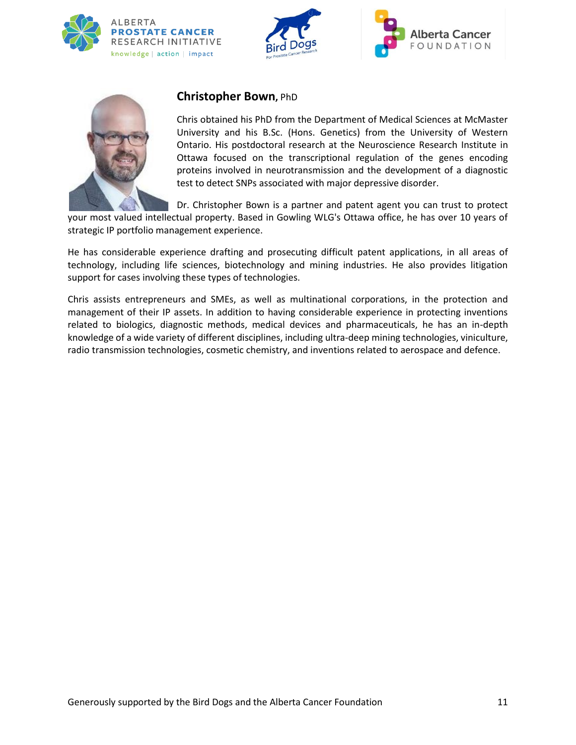## **Christopher Bown**, PhD

Chris obtained his PhD from the Department of Medical Sciences at McMaster University and his B.Sc. (Hons. Genetics) from the University of Western Ontario. His postdoctoral research at the Neuroscience Research Institute in Ottawa focused on the transcriptional regulation of the genes encoding proteins involved in neurotransmission and the development of a diagnostic test to detect SNPs associated with major depressive disorder.

Dr. Christopher Bown is a partner and patent agent you can trust to protect your most valued intellectual property. Based in Gowling WLG's Ottawa office, he has over 10 years of strategic IP portfolio management experience.

He has considerable experience drafting and prosecuting difficult patent applications, in all areas of technology, including life sciences, biotechnology and mining industries. He also provides litigation support for cases involving these types of technologies.

Chris assists entrepreneurs and SMEs, as well as multinational corporations, in the protection and management of their IP assets. In addition to having considerable experience in protecting inventions related to biologics, diagnostic methods, medical devices and pharmaceuticals, he has an in-depth knowledge of a wide variety of different disciplines, including ultra-deep mining technologies, viniculture, radio transmission technologies, cosmetic chemistry, and inventions related to aerospace and defence.